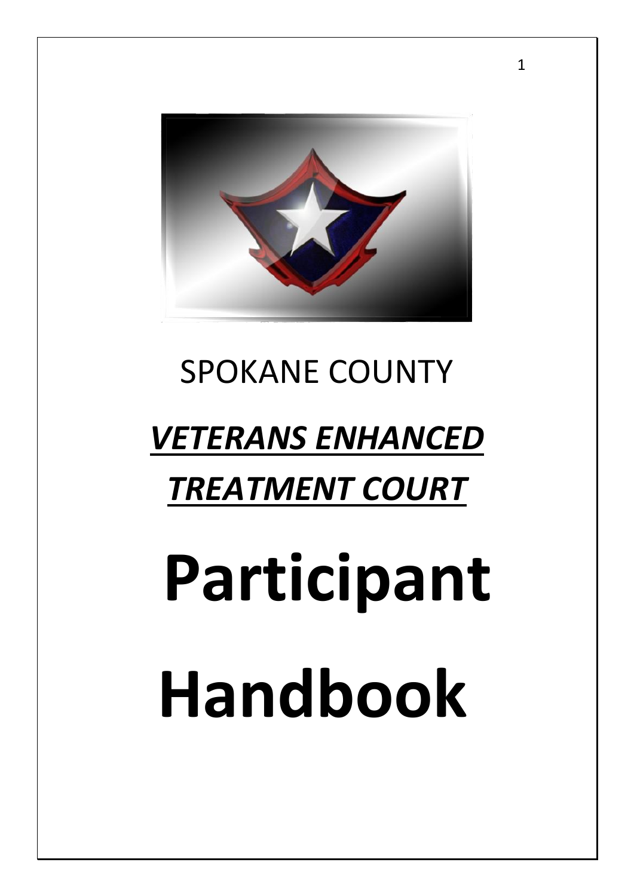SPOKANE COUNTY

***VETERANS ENHANCED TREATMENT COURT***

# Participant Handbook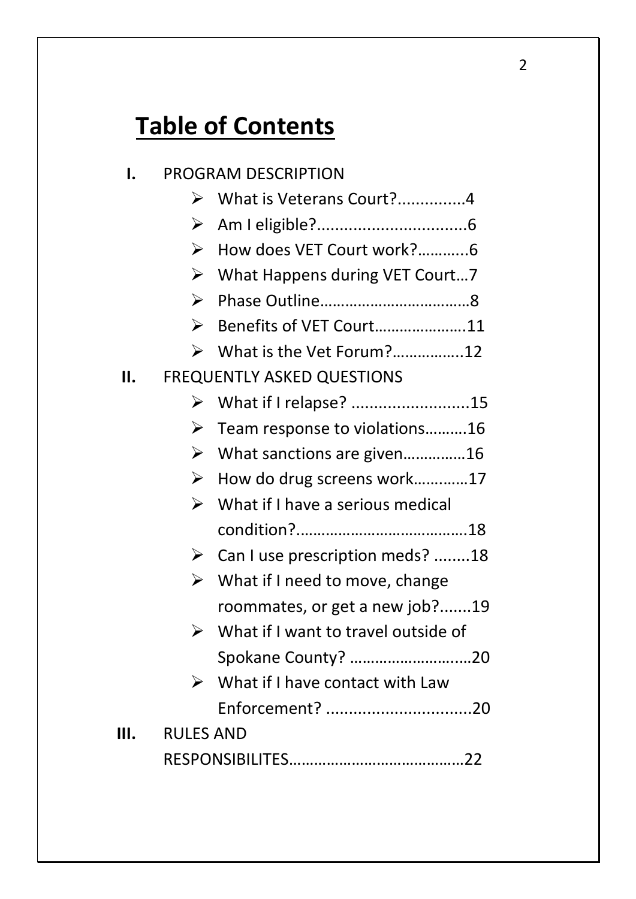# Table of Contents

**I.** PROGRAM DESCRIPTION

- What is Veterans Court?...............4
- Am I eligible?.................................6
- How does VET Court work?………..6
- What Happens during VET Court…7
- Phase Outline…………………………….8
- Benefits of VET Court…………………11
- What is the Vet Forum?…………….12

**II.** FREQUENTLY ASKED QUESTIONS

- What if I relapse? .........................15
- Team response to violations……….16
- What sanctions are given…………..16
- How do drug screens work…….……17
- What if I have a serious medical condition?………………………………….18
- Can I use prescription meds? ........18
- What if I need to move, change roommates, or get a new job?.......19
- What if I want to travel outside of Spokane County? ……………………..…20
- What if I have contact with Law Enforcement? ................................20

**III.** RULES AND RESPONSIBILITES……………………………………22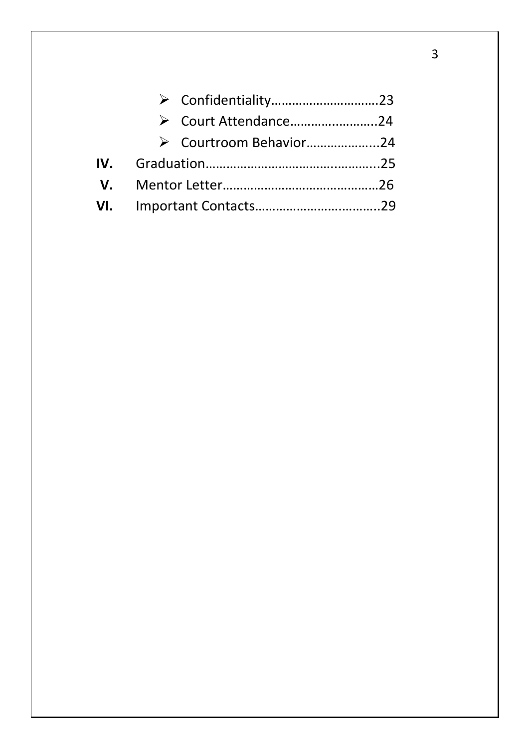- Confidentiality…………………………..23
- Court Attendance……………………..24
- Courtroom Behavior………………...24

**IV.** Graduation……………………………………….25

**V.** Mentor Letter………………………………………26

**VI.** Important Contacts……………………………..29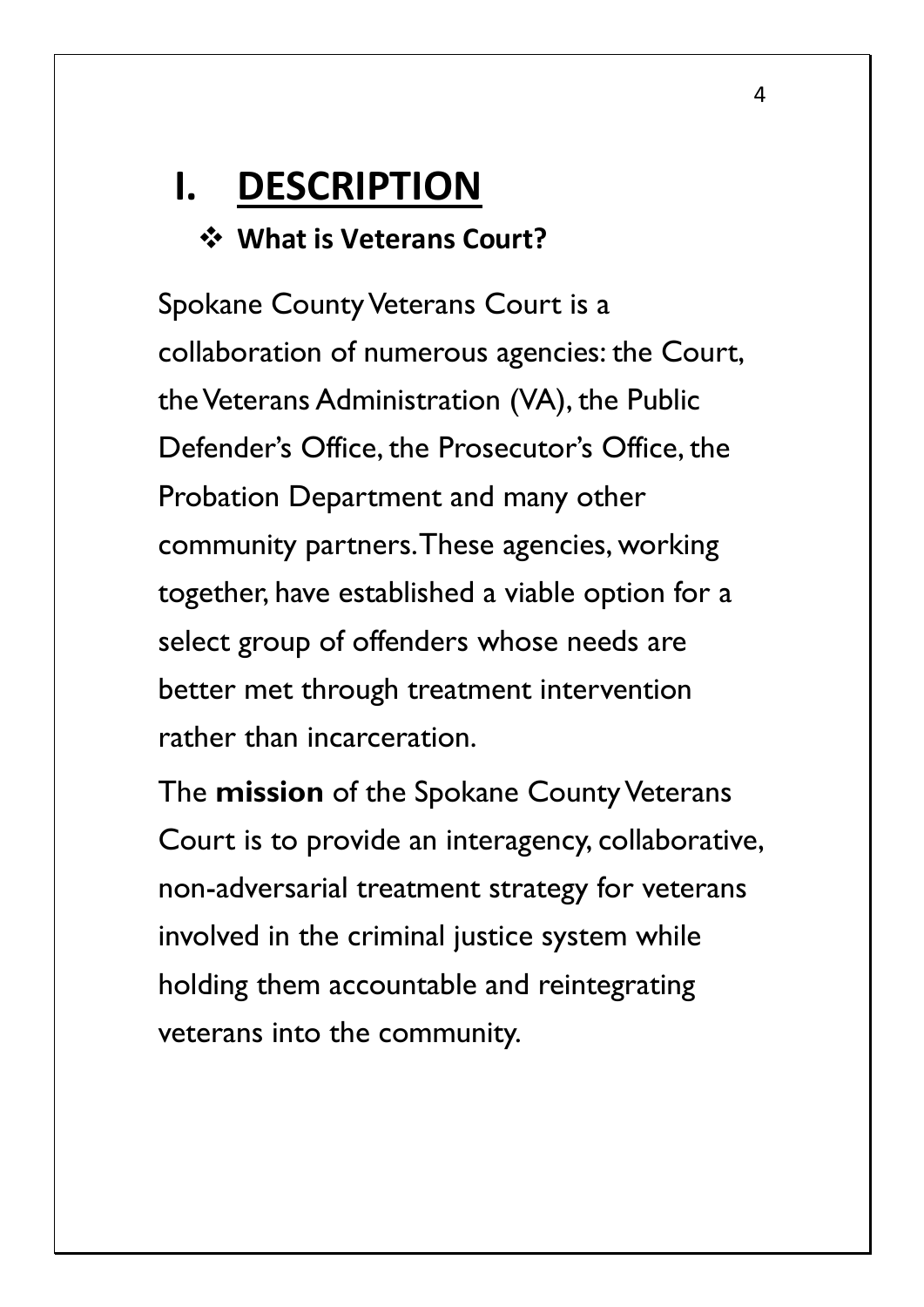# I. DESCRIPTION

- **What is Veterans Court?**

Spokane County Veterans Court is a collaboration of numerous agencies: the Court, the Veterans Administration (VA), the Public Defender's Office, the Prosecutor's Office, the Probation Department and many other community partners. These agencies, working together, have established a viable option for a select group of offenders whose needs are better met through treatment intervention rather than incarceration.

The **mission** of the Spokane County Veterans Court is to provide an interagency, collaborative, non-adversarial treatment strategy for veterans involved in the criminal justice system while holding them accountable and reintegrating veterans into the community.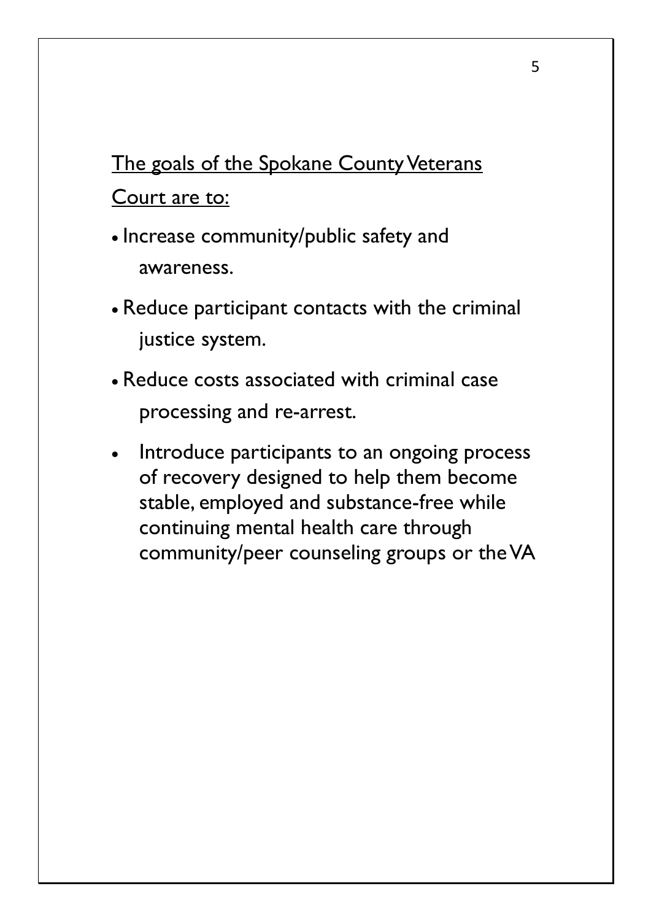The goals of the Spokane County Veterans Court are to:

- Increase community/public safety and awareness.
- Reduce participant contacts with the criminal justice system.
- Reduce costs associated with criminal case processing and re-arrest.
- Introduce participants to an ongoing process of recovery designed to help them become stable, employed and substance-free while continuing mental health care through community/peer counseling groups or the VA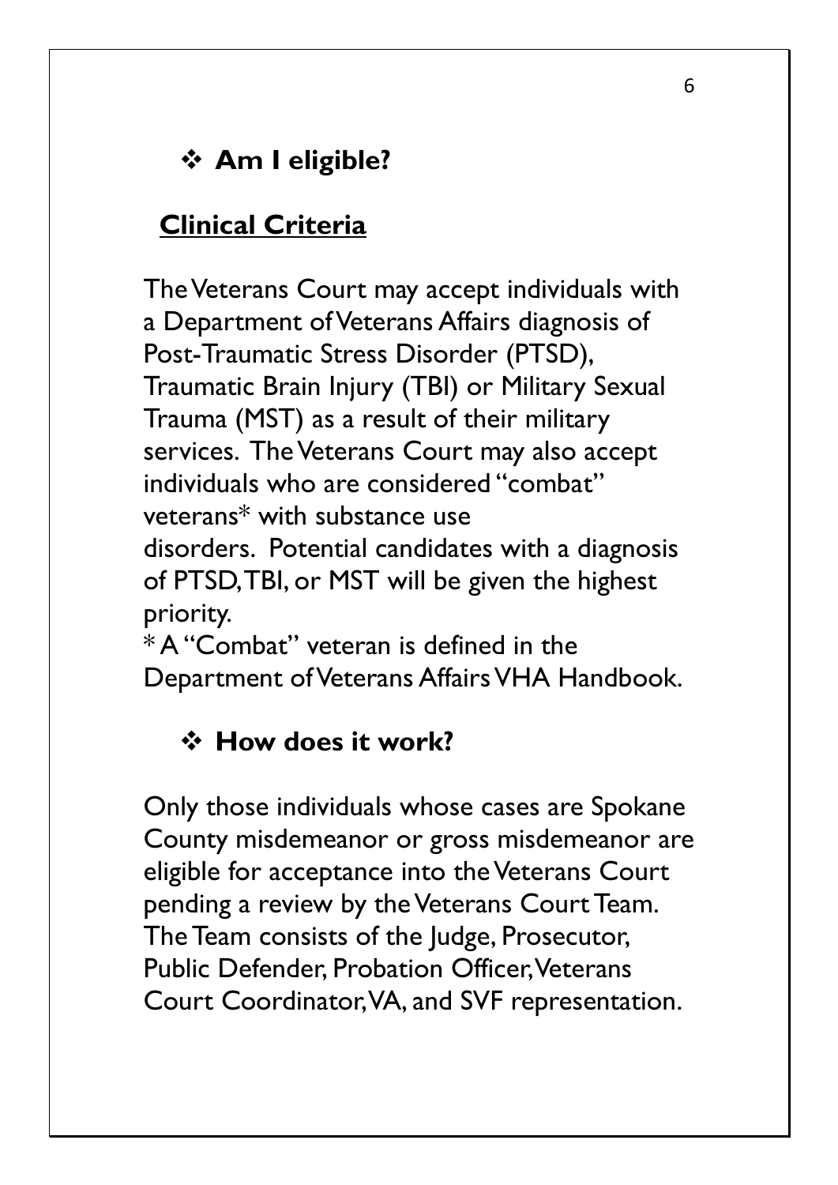## ❖ Am I eligible?

### Clinical Criteria

The Veterans Court may accept individuals with a Department of Veterans Affairs diagnosis of Post-Traumatic Stress Disorder (PTSD), Traumatic Brain Injury (TBI) or Military Sexual Trauma (MST) as a result of their military services. The Veterans Court may also accept individuals who are considered "combat" veterans* with substance use disorders. Potential candidates with a diagnosis of PTSD, TBI, or MST will be given the highest priority.

* A "Combat" veteran is defined in the Department of Veterans Affairs VHA Handbook.

## ❖ How does it work?

Only those individuals whose cases are Spokane County misdemeanor or gross misdemeanor are eligible for acceptance into the Veterans Court pending a review by the Veterans Court Team. The Team consists of the Judge, Prosecutor, Public Defender, Probation Officer, Veterans Court Coordinator, VA, and SVF representation.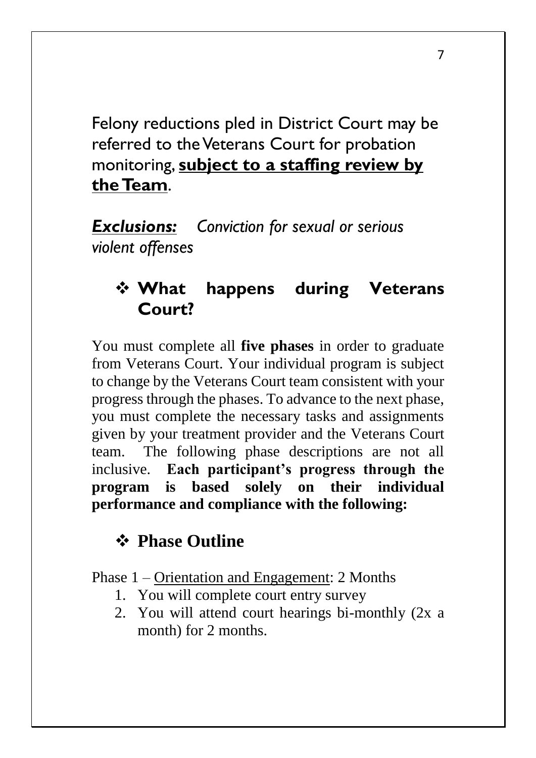Felony reductions pled in District Court may be referred to the Veterans Court for probation monitoring, **<u>subject to a staffing review by the Team</u>**.

***<u>Exclusions:</u>*** *Conviction for sexual or serious violent offenses*

## ❖ What happens during Veterans Court?

You must complete all **five phases** in order to graduate from Veterans Court. Your individual program is subject to change by the Veterans Court team consistent with your progress through the phases. To advance to the next phase, you must complete the necessary tasks and assignments given by your treatment provider and the Veterans Court team. The following phase descriptions are not all inclusive. **Each participant's progress through the program is based solely on their individual performance and compliance with the following:**

## ❖ Phase Outline

Phase 1 – <u>Orientation and Engagement</u>: 2 Months

1. You will complete court entry survey
2. You will attend court hearings bi-monthly (2x a month) for 2 months.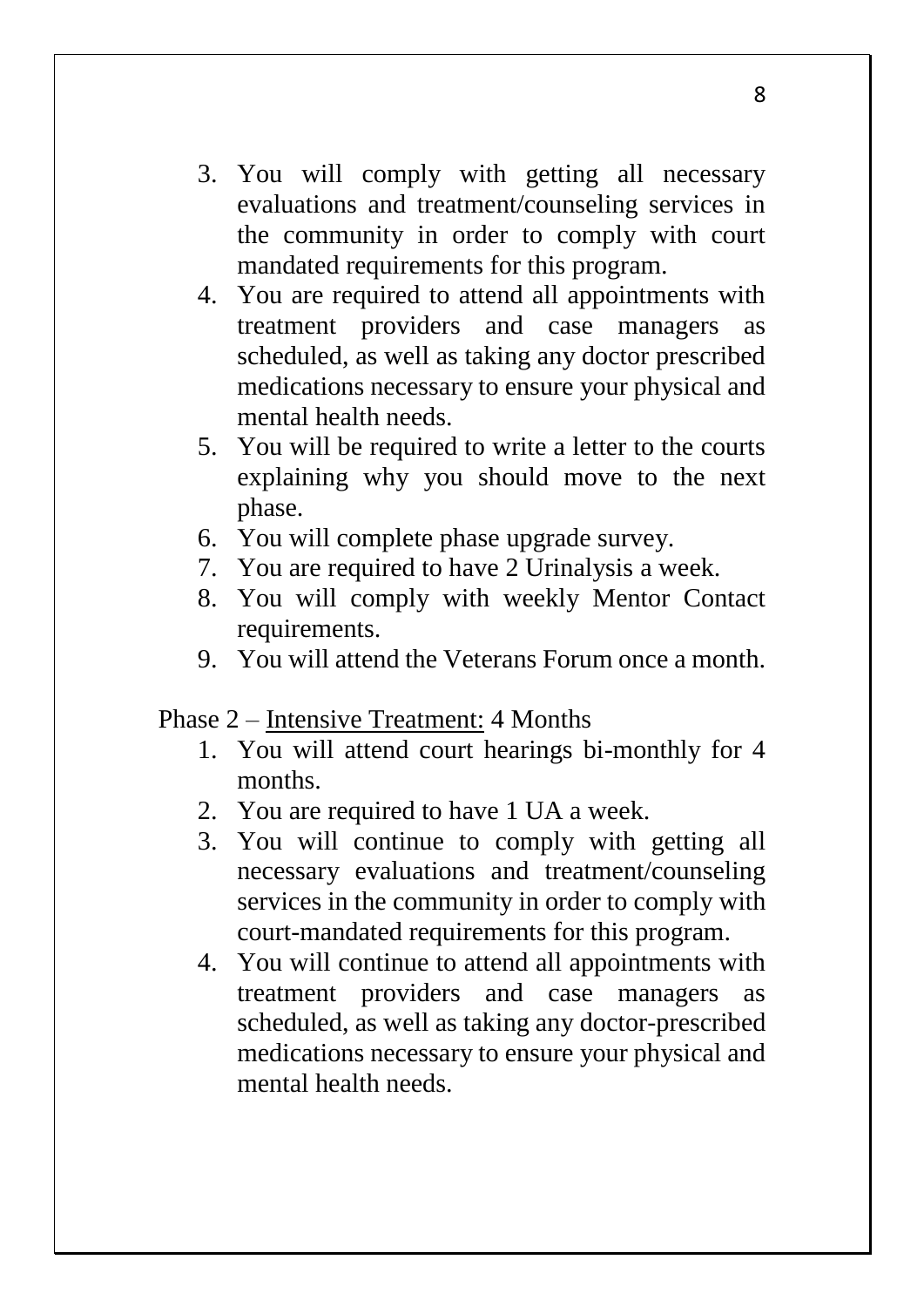3. You will comply with getting all necessary evaluations and treatment/counseling services in the community in order to comply with court mandated requirements for this program.
4. You are required to attend all appointments with treatment providers and case managers as scheduled, as well as taking any doctor prescribed medications necessary to ensure your physical and mental health needs.
5. You will be required to write a letter to the courts explaining why you should move to the next phase.
6. You will complete phase upgrade survey.
7. You are required to have 2 Urinalysis a week.
8. You will comply with weekly Mentor Contact requirements.
9. You will attend the Veterans Forum once a month.

Phase 2 – <u>Intensive Treatment:</u> 4 Months

1. You will attend court hearings bi-monthly for 4 months.
2. You are required to have 1 UA a week.
3. You will continue to comply with getting all necessary evaluations and treatment/counseling services in the community in order to comply with court-mandated requirements for this program.
4. You will continue to attend all appointments with treatment providers and case managers as scheduled, as well as taking any doctor-prescribed medications necessary to ensure your physical and mental health needs.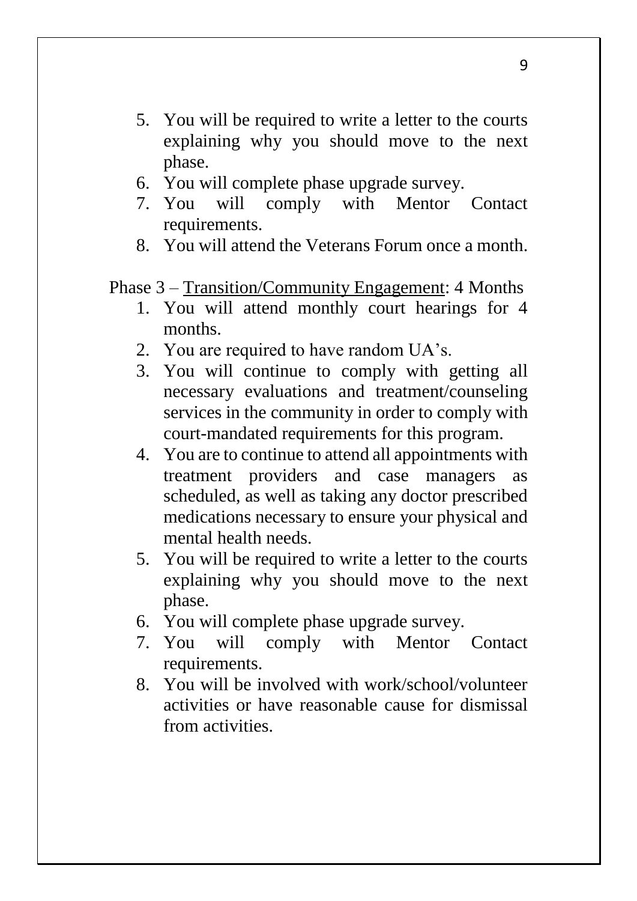5. You will be required to write a letter to the courts explaining why you should move to the next phase.
6. You will complete phase upgrade survey.
7. You will comply with Mentor Contact requirements.
8. You will attend the Veterans Forum once a month.

Phase 3 – <u>Transition/Community Engagement</u>: 4 Months

1. You will attend monthly court hearings for 4 months.
2. You are required to have random UA's.
3. You will continue to comply with getting all necessary evaluations and treatment/counseling services in the community in order to comply with court-mandated requirements for this program.
4. You are to continue to attend all appointments with treatment providers and case managers as scheduled, as well as taking any doctor prescribed medications necessary to ensure your physical and mental health needs.
5. You will be required to write a letter to the courts explaining why you should move to the next phase.
6. You will complete phase upgrade survey.
7. You will comply with Mentor Contact requirements.
8. You will be involved with work/school/volunteer activities or have reasonable cause for dismissal from activities.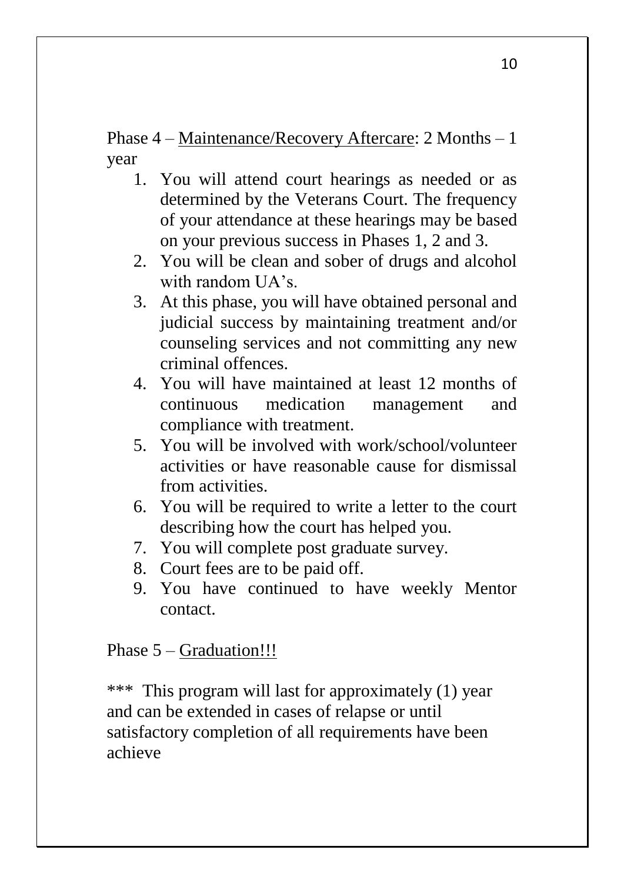Phase 4 – <u>Maintenance/Recovery Aftercare</u>: 2 Months – 1 year

1. You will attend court hearings as needed or as determined by the Veterans Court. The frequency of your attendance at these hearings may be based on your previous success in Phases 1, 2 and 3.
2. You will be clean and sober of drugs and alcohol with random UA's.
3. At this phase, you will have obtained personal and judicial success by maintaining treatment and/or counseling services and not committing any new criminal offences.
4. You will have maintained at least 12 months of continuous medication management and compliance with treatment.
5. You will be involved with work/school/volunteer activities or have reasonable cause for dismissal from activities.
6. You will be required to write a letter to the court describing how the court has helped you.
7. You will complete post graduate survey.
8. Court fees are to be paid off.
9. You have continued to have weekly Mentor contact.

Phase 5 – <u>Graduation!!!</u>

*** This program will last for approximately (1) year and can be extended in cases of relapse or until satisfactory completion of all requirements have been achieve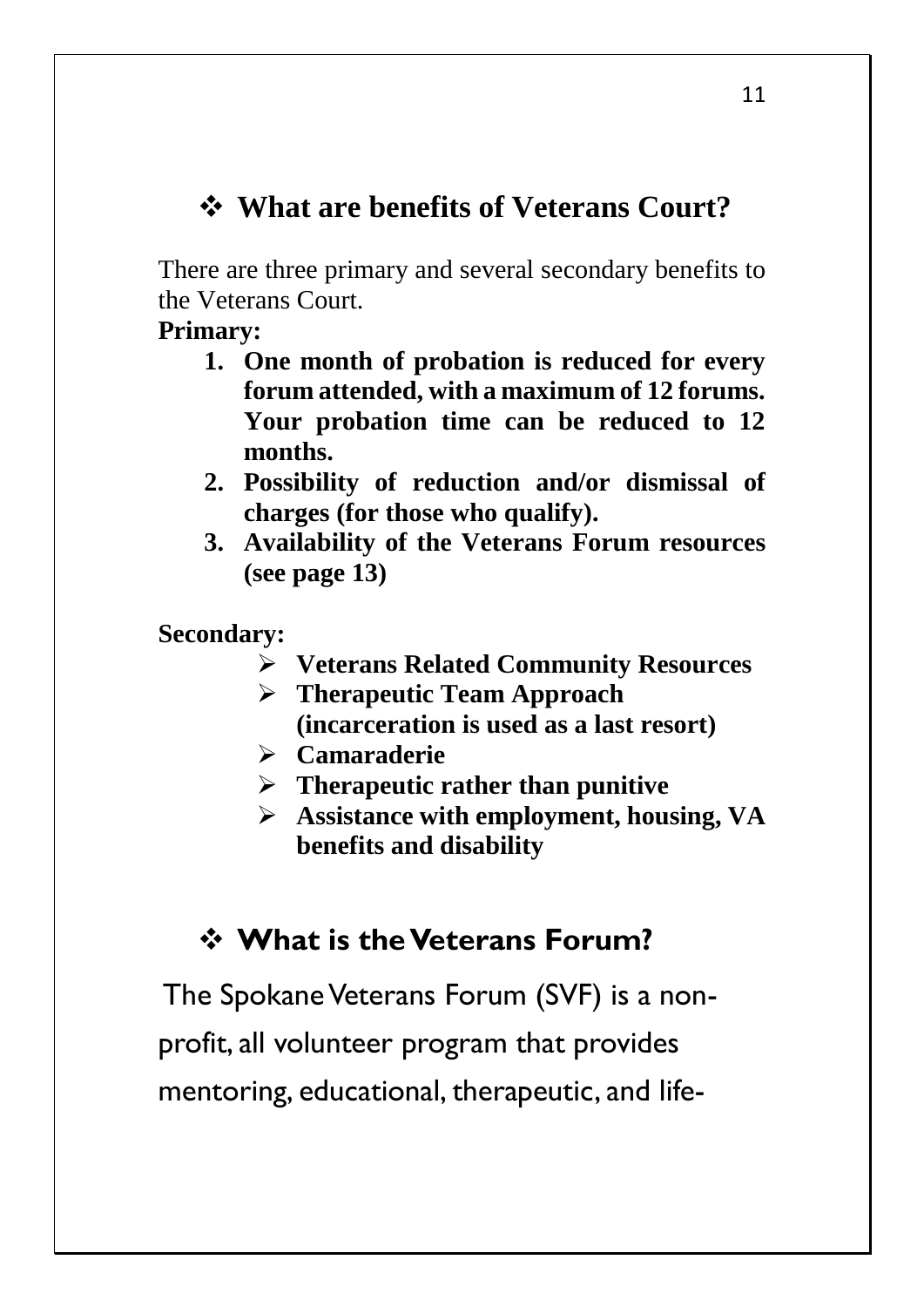## ❖ What are benefits of Veterans Court?

There are three primary and several secondary benefits to the Veterans Court.

**Primary:**

1. **One month of probation is reduced for every forum attended, with a maximum of 12 forums. Your probation time can be reduced to 12 months.**
2. **Possibility of reduction and/or dismissal of charges (for those who qualify).**
3. **Availability of the Veterans Forum resources (see page 13)**

**Secondary:**

- **Veterans Related Community Resources**
- **Therapeutic Team Approach (incarceration is used as a last resort)**
- **Camaraderie**
- **Therapeutic rather than punitive**
- **Assistance with employment, housing, VA benefits and disability**

## ❖ What is the Veterans Forum?

The Spokane Veterans Forum (SVF) is a non-profit, all volunteer program that provides mentoring, educational, therapeutic, and life-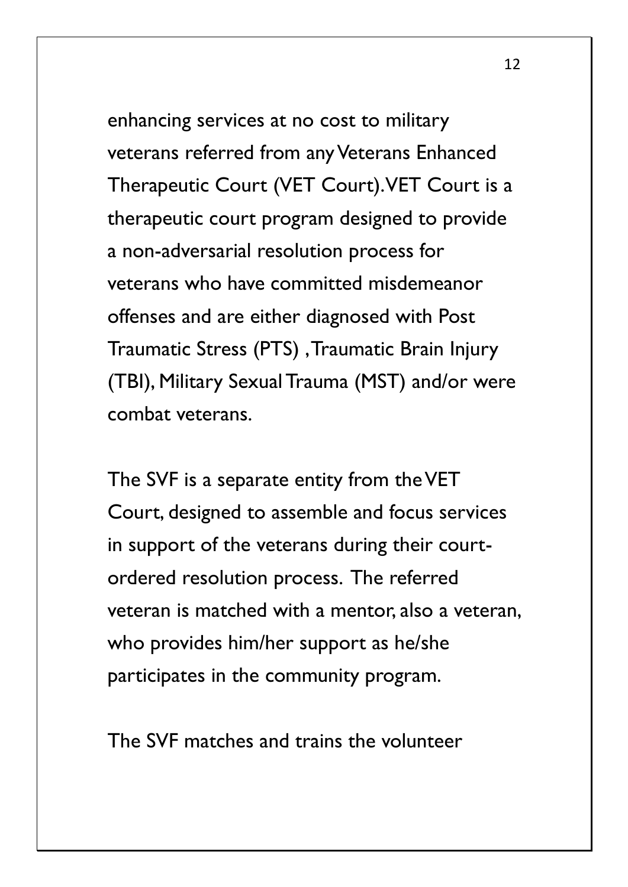enhancing services at no cost to military veterans referred from any Veterans Enhanced Therapeutic Court (VET Court). VET Court is a therapeutic court program designed to provide a non-adversarial resolution process for veterans who have committed misdemeanor offenses and are either diagnosed with Post Traumatic Stress (PTS) , Traumatic Brain Injury (TBI), Military Sexual Trauma (MST) and/or were combat veterans.

The SVF is a separate entity from the VET Court, designed to assemble and focus services in support of the veterans during their court-ordered resolution process. The referred veteran is matched with a mentor, also a veteran, who provides him/her support as he/she participates in the community program.

The SVF matches and trains the volunteer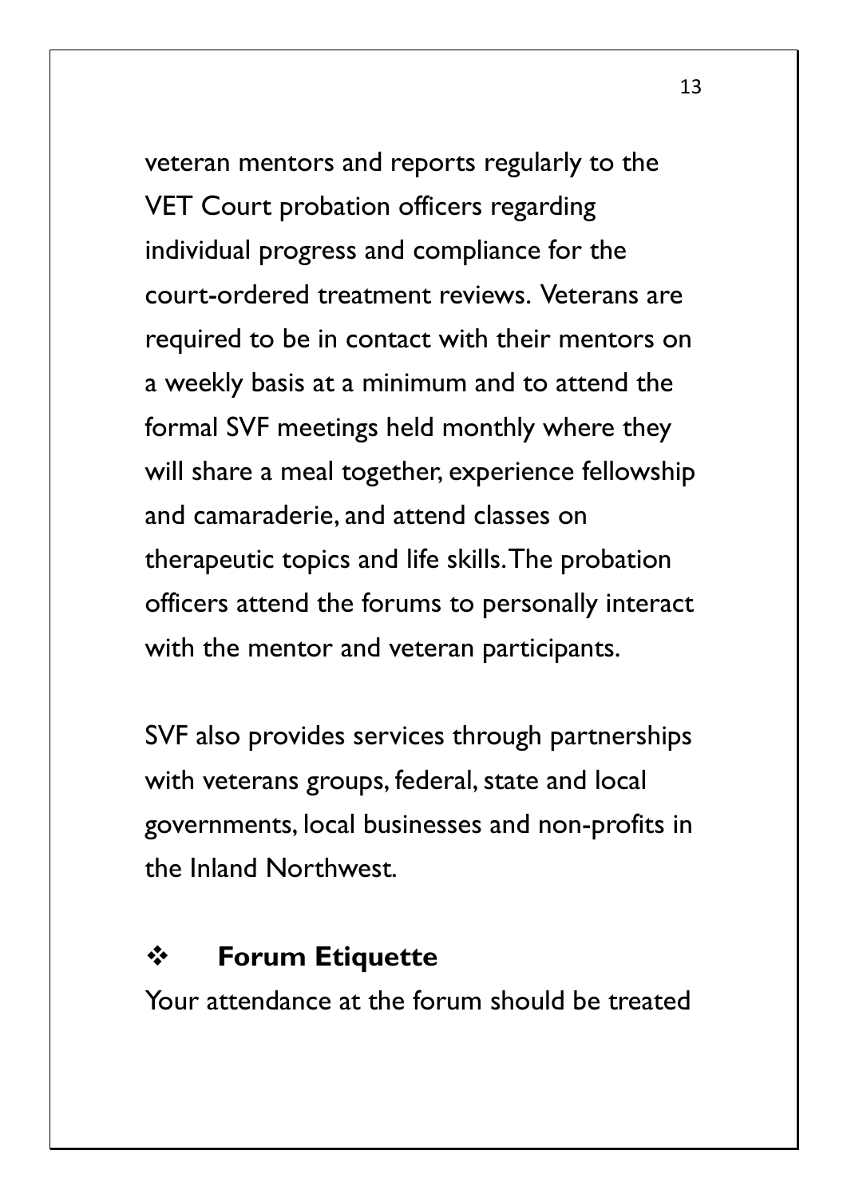veteran mentors and reports regularly to the VET Court probation officers regarding individual progress and compliance for the court-ordered treatment reviews. Veterans are required to be in contact with their mentors on a weekly basis at a minimum and to attend the formal SVF meetings held monthly where they will share a meal together, experience fellowship and camaraderie, and attend classes on therapeutic topics and life skills. The probation officers attend the forums to personally interact with the mentor and veteran participants.

SVF also provides services through partnerships with veterans groups, federal, state and local governments, local businesses and non-profits in the Inland Northwest.

### ❖ Forum Etiquette

Your attendance at the forum should be treated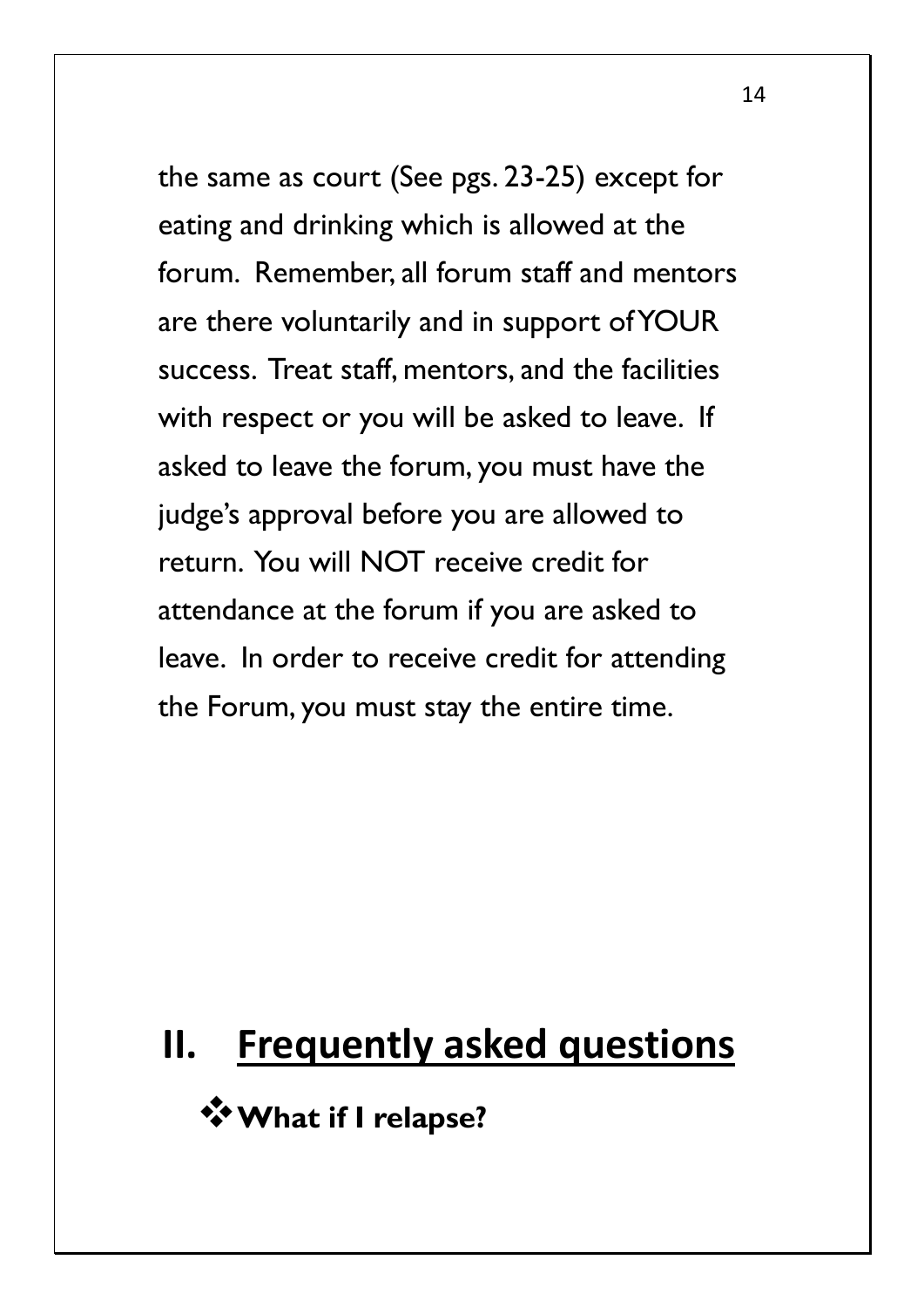the same as court (See pgs. 23-25) except for eating and drinking which is allowed at the forum. Remember, all forum staff and mentors are there voluntarily and in support of YOUR success. Treat staff, mentors, and the facilities with respect or you will be asked to leave. If asked to leave the forum, you must have the judge's approval before you are allowed to return. You will NOT receive credit for attendance at the forum if you are asked to leave. In order to receive credit for attending the Forum, you must stay the entire time.

## II. Frequently asked questions

❖ **What if I relapse?**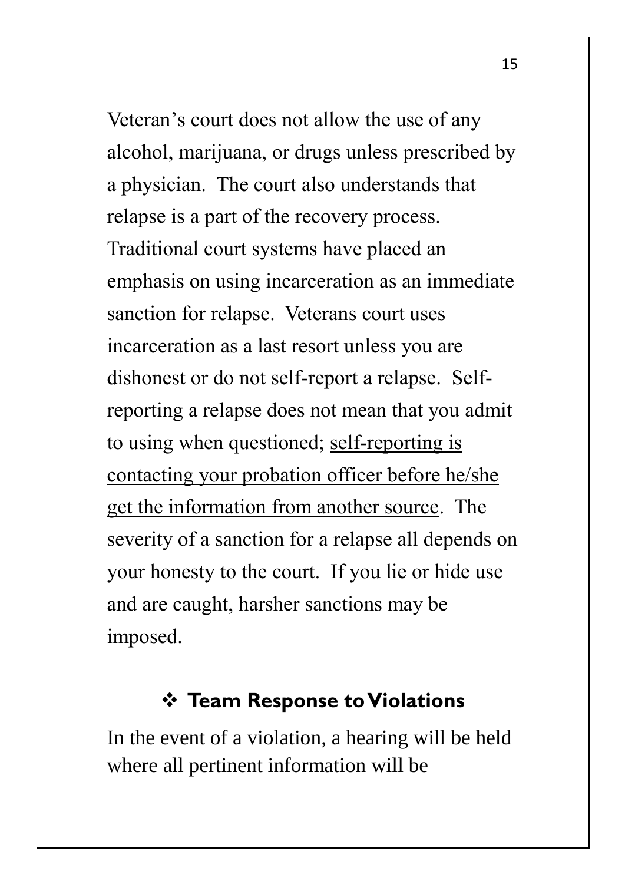Veteran's court does not allow the use of any alcohol, marijuana, or drugs unless prescribed by a physician. The court also understands that relapse is a part of the recovery process. Traditional court systems have placed an emphasis on using incarceration as an immediate sanction for relapse. Veterans court uses incarceration as a last resort unless you are dishonest or do not self-report a relapse. Self-reporting a relapse does not mean that you admit to using when questioned; <u>self-reporting is contacting your probation officer before he/she get the information from another source</u>. The severity of a sanction for a relapse all depends on your honesty to the court. If you lie or hide use and are caught, harsher sanctions may be imposed.

### ❖ Team Response to Violations

In the event of a violation, a hearing will be held where all pertinent information will be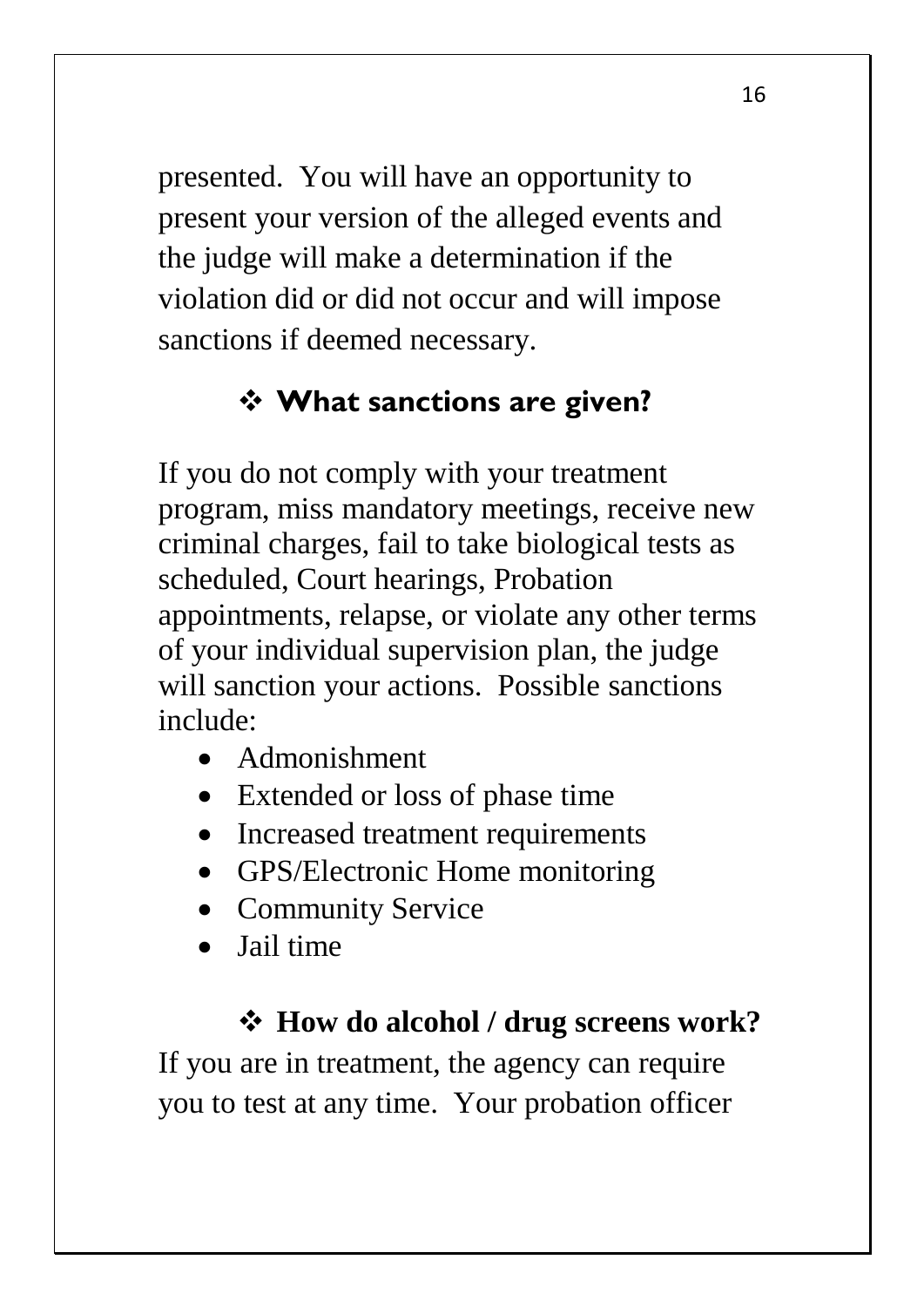presented. You will have an opportunity to present your version of the alleged events and the judge will make a determination if the violation did or did not occur and will impose sanctions if deemed necessary.

### ❖ What sanctions are given?

If you do not comply with your treatment program, miss mandatory meetings, receive new criminal charges, fail to take biological tests as scheduled, Court hearings, Probation appointments, relapse, or violate any other terms of your individual supervision plan, the judge will sanction your actions. Possible sanctions include:

- Admonishment
- Extended or loss of phase time
- Increased treatment requirements
- GPS/Electronic Home monitoring
- Community Service
- Jail time

### ❖ How do alcohol / drug screens work?

If you are in treatment, the agency can require you to test at any time. Your probation officer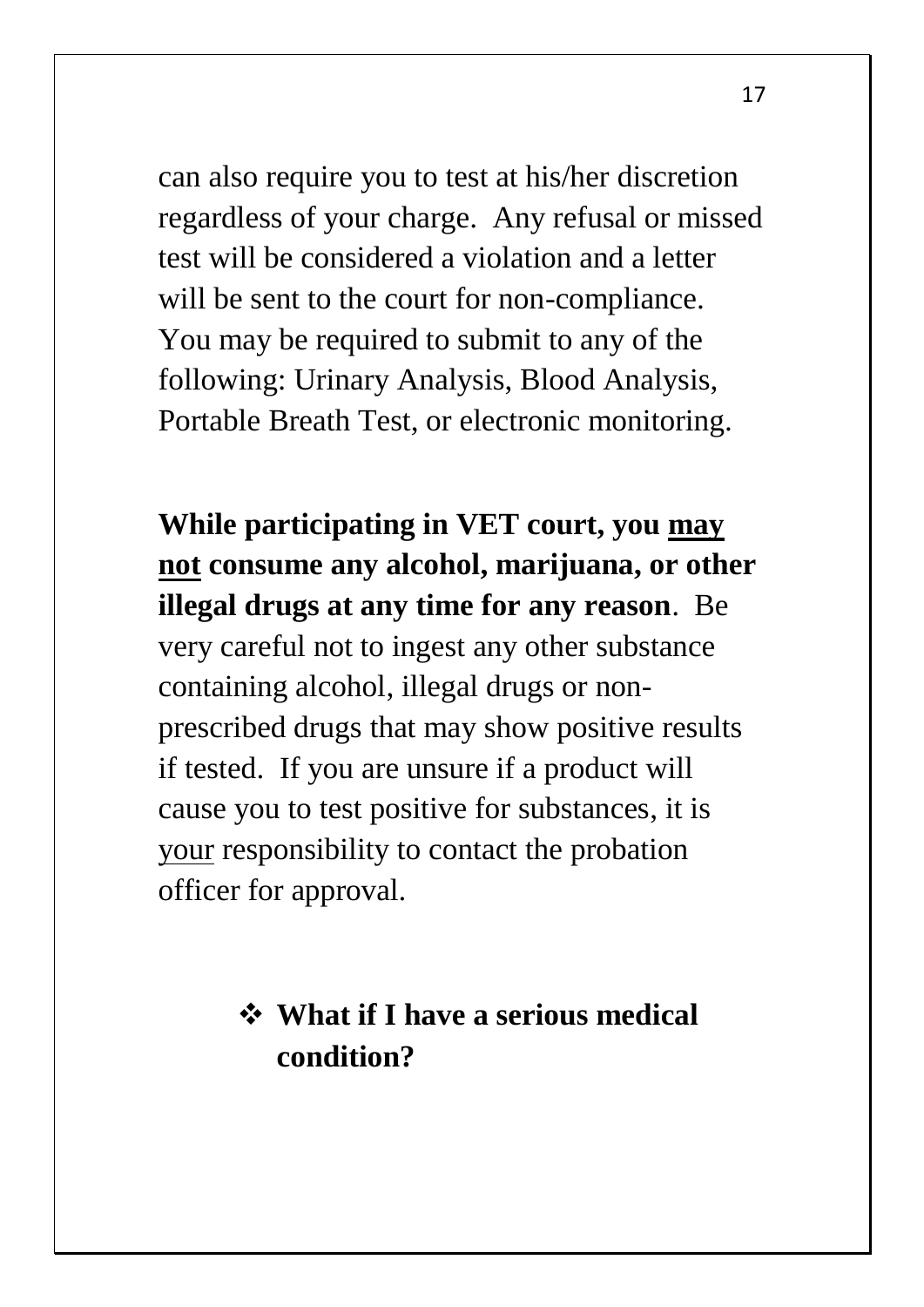can also require you to test at his/her discretion regardless of your charge. Any refusal or missed test will be considered a violation and a letter will be sent to the court for non-compliance. You may be required to submit to any of the following: Urinary Analysis, Blood Analysis, Portable Breath Test, or electronic monitoring.

**While participating in VET court, you <u>may not</u> consume any alcohol, marijuana, or other illegal drugs at any time for any reason**. Be very careful not to ingest any other substance containing alcohol, illegal drugs or non-prescribed drugs that may show positive results if tested. If you are unsure if a product will cause you to test positive for substances, it is <u>your</u> responsibility to contact the probation officer for approval.

- ❖ **What if I have a serious medical condition?**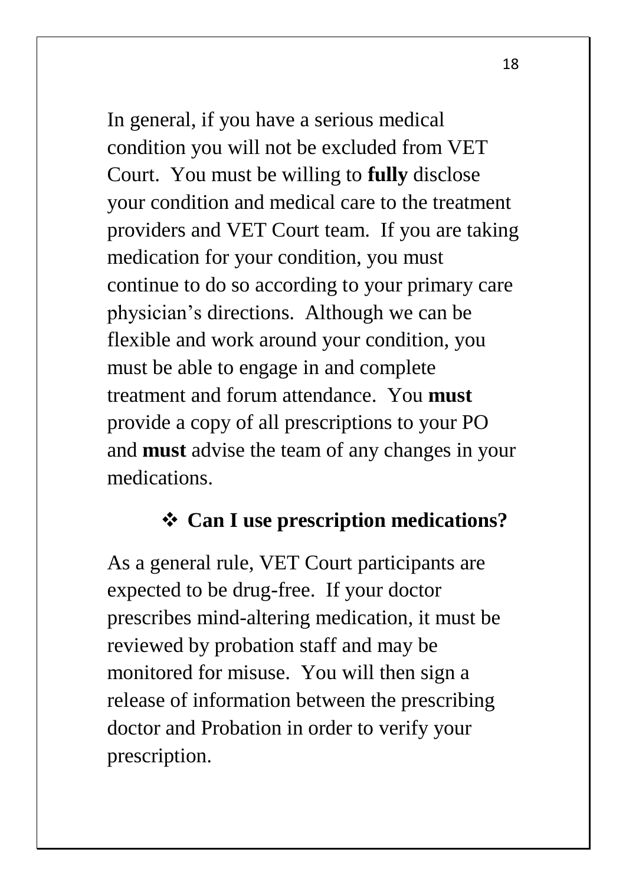In general, if you have a serious medical condition you will not be excluded from VET Court. You must be willing to **fully** disclose your condition and medical care to the treatment providers and VET Court team. If you are taking medication for your condition, you must continue to do so according to your primary care physician's directions. Although we can be flexible and work around your condition, you must be able to engage in and complete treatment and forum attendance. You **must** provide a copy of all prescriptions to your PO and **must** advise the team of any changes in your medications.

### ❖ Can I use prescription medications?

As a general rule, VET Court participants are expected to be drug-free. If your doctor prescribes mind-altering medication, it must be reviewed by probation staff and may be monitored for misuse. You will then sign a release of information between the prescribing doctor and Probation in order to verify your prescription.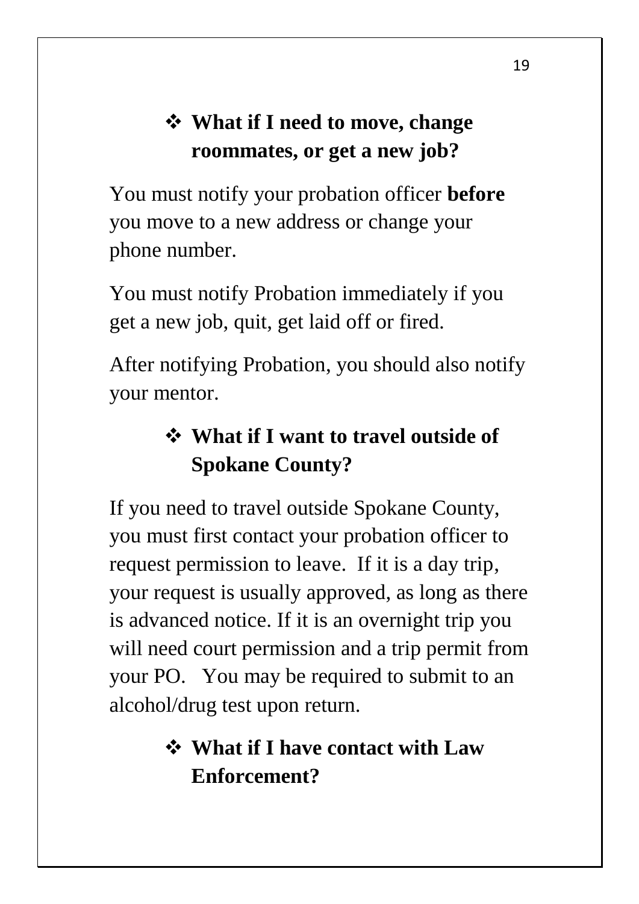### ❖ What if I need to move, change roommates, or get a new job?

You must notify your probation officer **before** you move to a new address or change your phone number.

You must notify Probation immediately if you get a new job, quit, get laid off or fired.

After notifying Probation, you should also notify your mentor.

### ❖ What if I want to travel outside of Spokane County?

If you need to travel outside Spokane County, you must first contact your probation officer to request permission to leave. If it is a day trip, your request is usually approved, as long as there is advanced notice. If it is an overnight trip you will need court permission and a trip permit from your PO. You may be required to submit to an alcohol/drug test upon return.

### ❖ What if I have contact with Law Enforcement?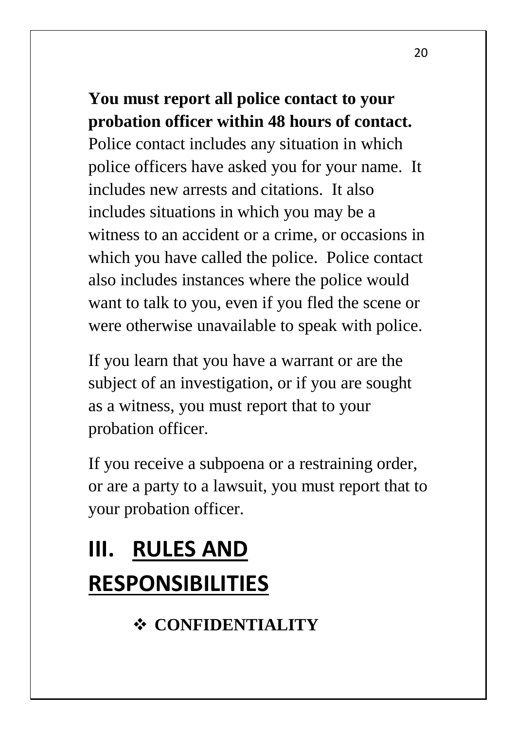**You must report all police contact to your probation officer within 48 hours of contact.** Police contact includes any situation in which police officers have asked you for your name. It includes new arrests and citations. It also includes situations in which you may be a witness to an accident or a crime, or occasions in which you have called the police. Police contact also includes instances where the police would want to talk to you, even if you fled the scene or were otherwise unavailable to speak with police.

If you learn that you have a warrant or are the subject of an investigation, or if you are sought as a witness, you must report that to your probation officer.

If you receive a subpoena or a restraining order, or are a party to a lawsuit, you must report that to your probation officer.

# III. RULES AND RESPONSIBILITIES

- **CONFIDENTIALITY**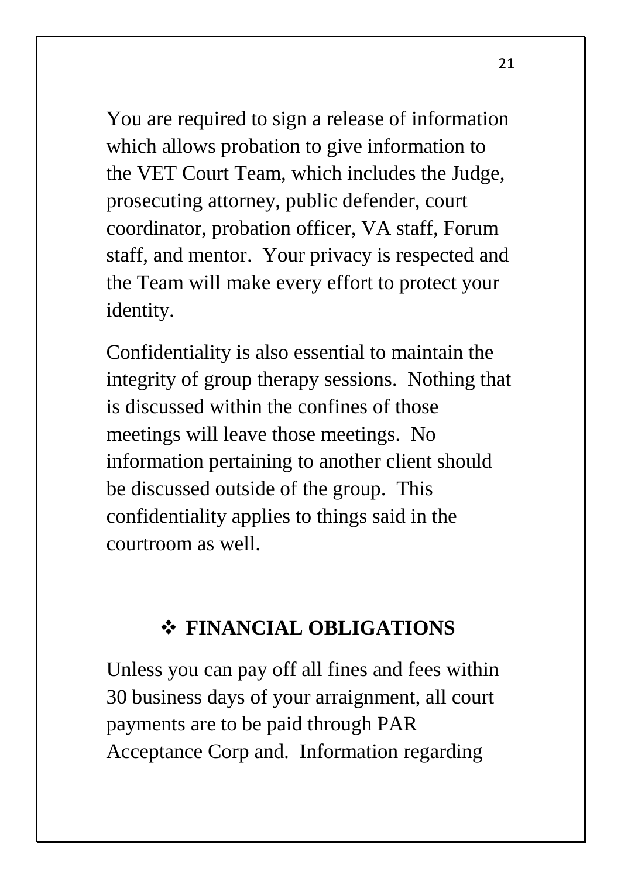You are required to sign a release of information which allows probation to give information to the VET Court Team, which includes the Judge, prosecuting attorney, public defender, court coordinator, probation officer, VA staff, Forum staff, and mentor. Your privacy is respected and the Team will make every effort to protect your identity.

Confidentiality is also essential to maintain the integrity of group therapy sessions. Nothing that is discussed within the confines of those meetings will leave those meetings. No information pertaining to another client should be discussed outside of the group. This confidentiality applies to things said in the courtroom as well.

## ❖ FINANCIAL OBLIGATIONS

Unless you can pay off all fines and fees within 30 business days of your arraignment, all court payments are to be paid through PAR Acceptance Corp and. Information regarding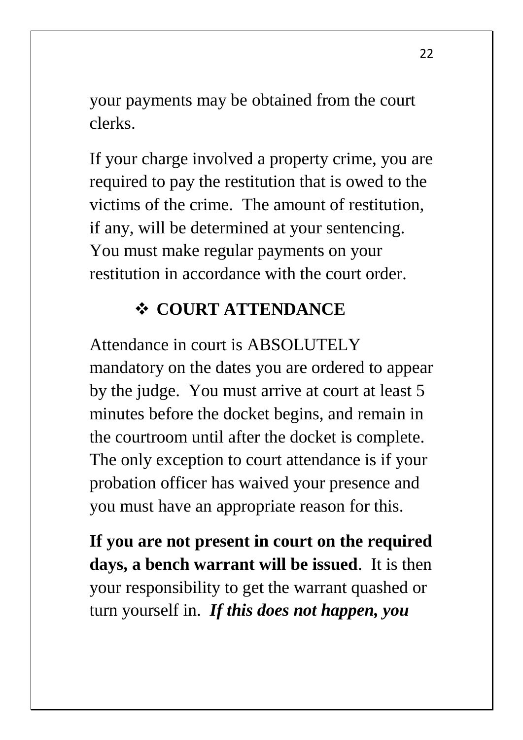your payments may be obtained from the court clerks.

If your charge involved a property crime, you are required to pay the restitution that is owed to the victims of the crime. The amount of restitution, if any, will be determined at your sentencing. You must make regular payments on your restitution in accordance with the court order.

## ❖ COURT ATTENDANCE

Attendance in court is ABSOLUTELY mandatory on the dates you are ordered to appear by the judge. You must arrive at court at least 5 minutes before the docket begins, and remain in the courtroom until after the docket is complete. The only exception to court attendance is if your probation officer has waived your presence and you must have an appropriate reason for this.

**If you are not present in court on the required days, a bench warrant will be issued**. It is then your responsibility to get the warrant quashed or turn yourself in. ***If this does not happen, you***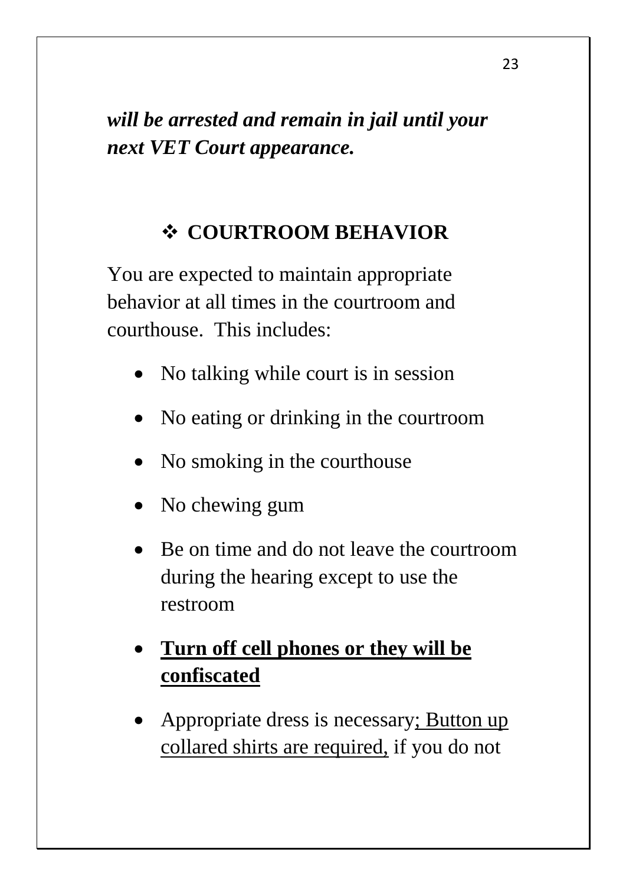***will be arrested and remain in jail until your next VET Court appearance.***

## ❖ COURTROOM BEHAVIOR

You are expected to maintain appropriate behavior at all times in the courtroom and courthouse. This includes:

- No talking while court is in session
- No eating or drinking in the courtroom
- No smoking in the courthouse
- No chewing gum
- Be on time and do not leave the courtroom during the hearing except to use the restroom
- <u>**Turn off cell phones or they will be confiscated**</u>
- Appropriate dress is necessary<u>; Button up collared shirts are required,</u> if you do not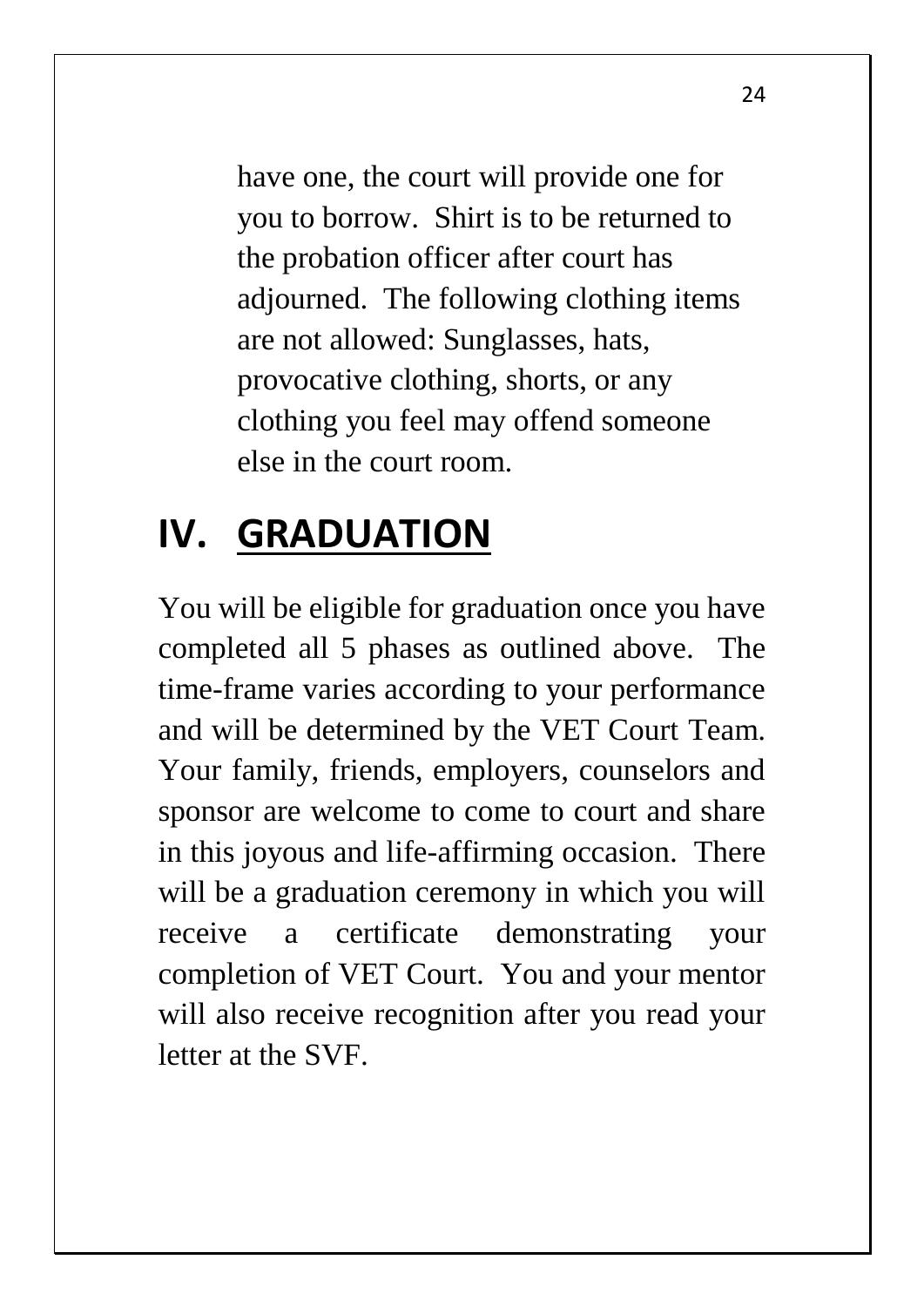have one, the court will provide one for you to borrow. Shirt is to be returned to the probation officer after court has adjourned. The following clothing items are not allowed: Sunglasses, hats, provocative clothing, shorts, or any clothing you feel may offend someone else in the court room.

# IV. GRADUATION

You will be eligible for graduation once you have completed all 5 phases as outlined above. The time-frame varies according to your performance and will be determined by the VET Court Team. Your family, friends, employers, counselors and sponsor are welcome to come to court and share in this joyous and life-affirming occasion. There will be a graduation ceremony in which you will receive a certificate demonstrating your completion of VET Court. You and your mentor will also receive recognition after you read your letter at the SVF.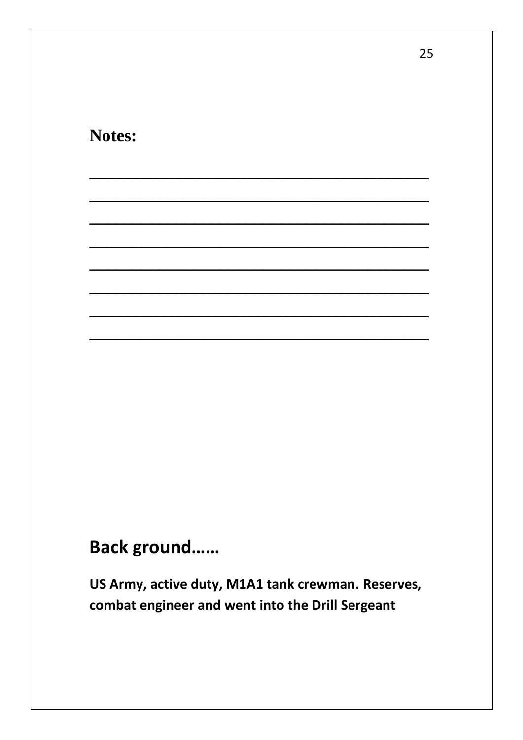**Notes:**

\_\_\_\_\_\_\_\_\_\_\_\_\_\_\_\_\_\_\_\_\_\_\_\_\_\_\_\_\_\_\_\_\_\_\_\_\_\_\_\_\_\_\_\_

\_\_\_\_\_\_\_\_\_\_\_\_\_\_\_\_\_\_\_\_\_\_\_\_\_\_\_\_\_\_\_\_\_\_\_\_\_\_\_\_\_\_\_\_

\_\_\_\_\_\_\_\_\_\_\_\_\_\_\_\_\_\_\_\_\_\_\_\_\_\_\_\_\_\_\_\_\_\_\_\_\_\_\_\_\_\_\_\_

\_\_\_\_\_\_\_\_\_\_\_\_\_\_\_\_\_\_\_\_\_\_\_\_\_\_\_\_\_\_\_\_\_\_\_\_\_\_\_\_\_\_\_\_

\_\_\_\_\_\_\_\_\_\_\_\_\_\_\_\_\_\_\_\_\_\_\_\_\_\_\_\_\_\_\_\_\_\_\_\_\_\_\_\_\_\_\_\_

\_\_\_\_\_\_\_\_\_\_\_\_\_\_\_\_\_\_\_\_\_\_\_\_\_\_\_\_\_\_\_\_\_\_\_\_\_\_\_\_\_\_\_\_

\_\_\_\_\_\_\_\_\_\_\_\_\_\_\_\_\_\_\_\_\_\_\_\_\_\_\_\_\_\_\_\_\_\_\_\_\_\_\_\_\_\_\_\_

\_\_\_\_\_\_\_\_\_\_\_\_\_\_\_\_\_\_\_\_\_\_\_\_\_\_\_\_\_\_\_\_\_\_\_\_\_\_\_\_\_\_\_\_

## Back ground……

**US Army, active duty, M1A1 tank crewman. Reserves, combat engineer and went into the Drill Sergeant**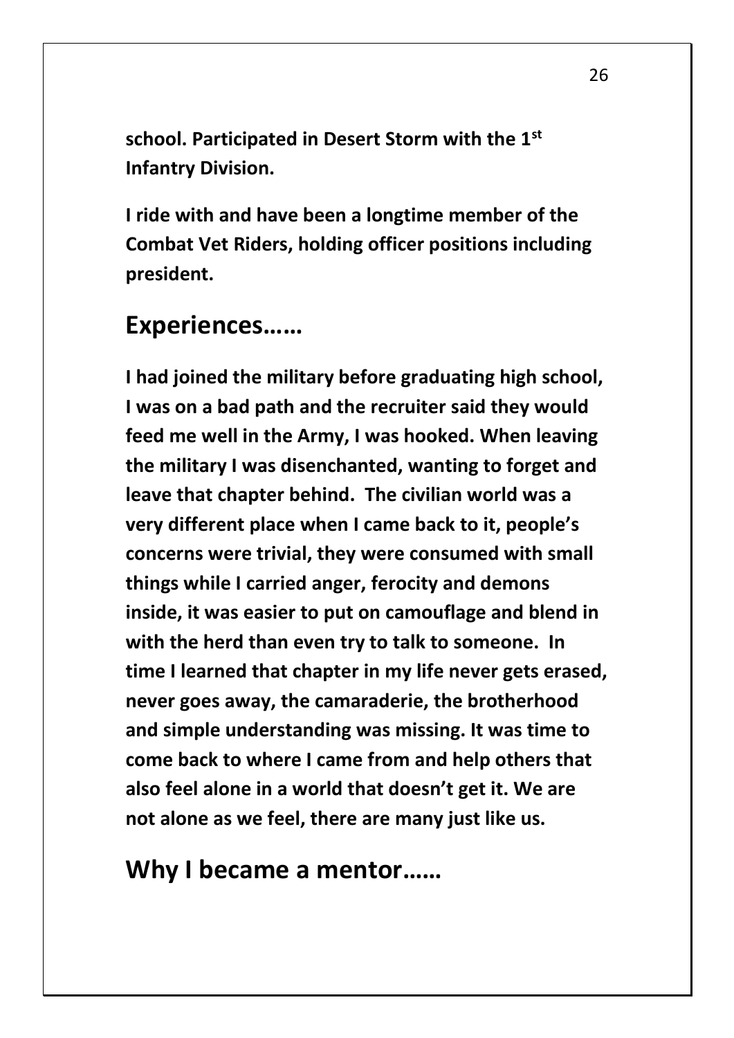**school. Participated in Desert Storm with the 1st Infantry Division.**

**I ride with and have been a longtime member of the Combat Vet Riders, holding officer positions including president.**

## Experiences……

**I had joined the military before graduating high school, I was on a bad path and the recruiter said they would feed me well in the Army, I was hooked. When leaving the military I was disenchanted, wanting to forget and leave that chapter behind.  The civilian world was a very different place when I came back to it, people's concerns were trivial, they were consumed with small things while I carried anger, ferocity and demons inside, it was easier to put on camouflage and blend in with the herd than even try to talk to someone.  In time I learned that chapter in my life never gets erased, never goes away, the camaraderie, the brotherhood and simple understanding was missing. It was time to come back to where I came from and help others that also feel alone in a world that doesn't get it. We are not alone as we feel, there are many just like us.**

## Why I became a mentor……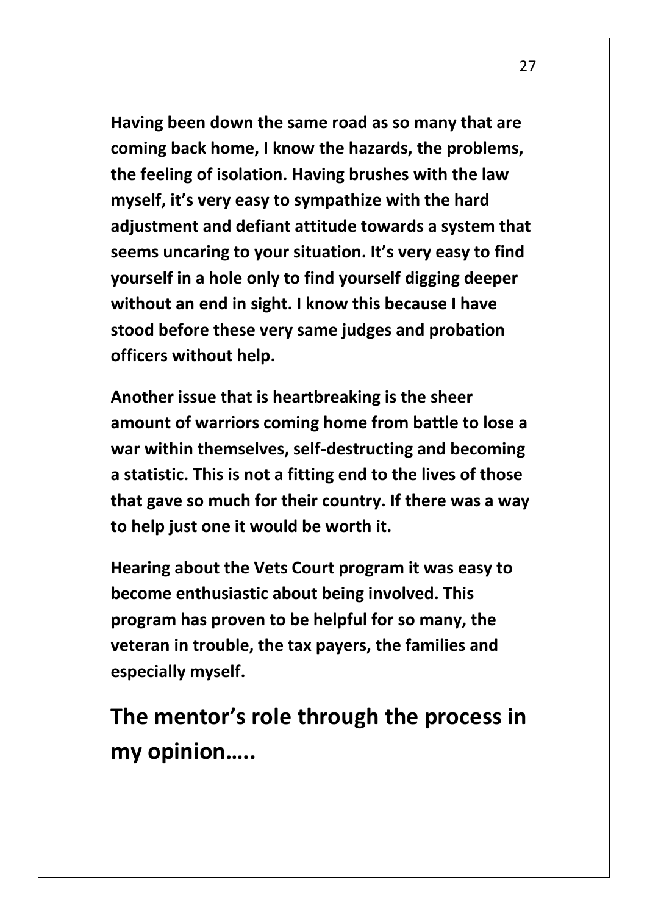**Having been down the same road as so many that are coming back home, I know the hazards, the problems, the feeling of isolation. Having brushes with the law myself, it's very easy to sympathize with the hard adjustment and defiant attitude towards a system that seems uncaring to your situation. It's very easy to find yourself in a hole only to find yourself digging deeper without an end in sight. I know this because I have stood before these very same judges and probation officers without help.**

**Another issue that is heartbreaking is the sheer amount of warriors coming home from battle to lose a war within themselves, self-destructing and becoming a statistic. This is not a fitting end to the lives of those that gave so much for their country. If there was a way to help just one it would be worth it.**

**Hearing about the Vets Court program it was easy to become enthusiastic about being involved. This program has proven to be helpful for so many, the veteran in trouble, the tax payers, the families and especially myself.**

## The mentor's role through the process in my opinion…..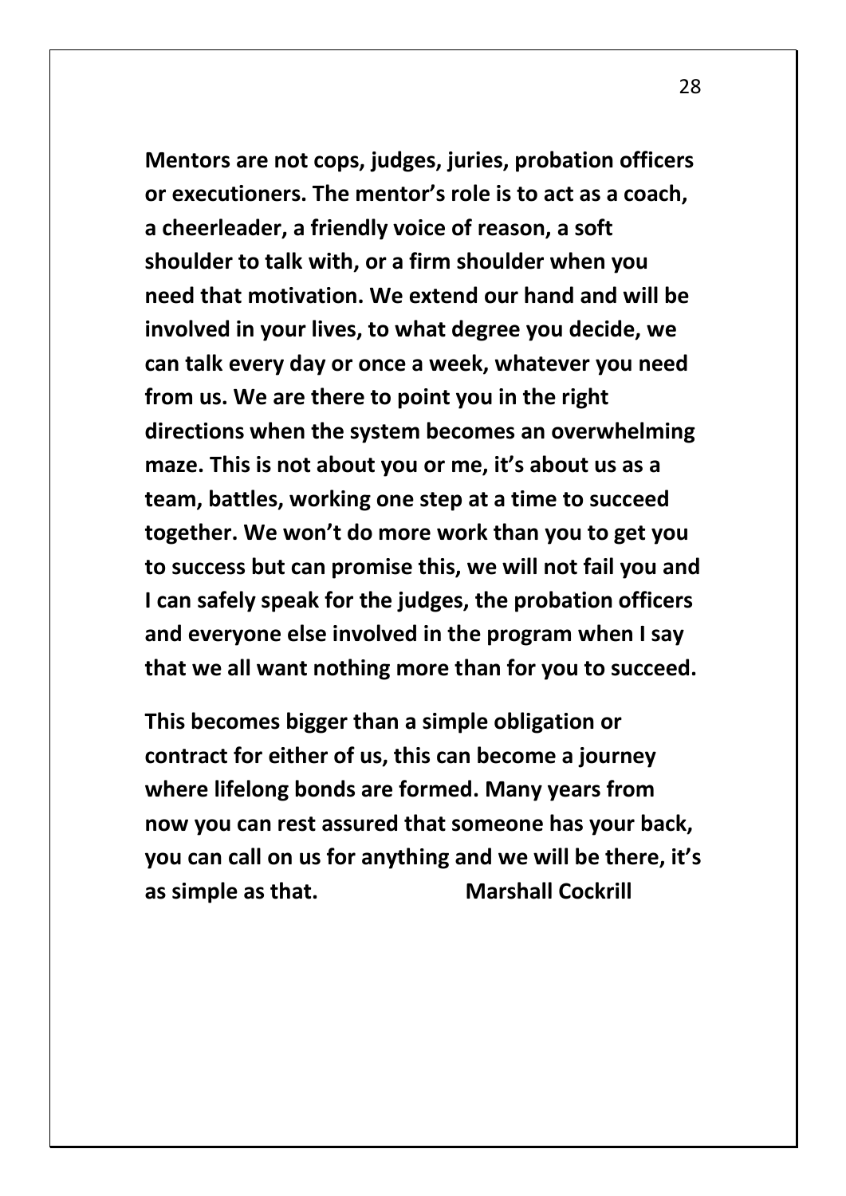**Mentors are not cops, judges, juries, probation officers or executioners. The mentor's role is to act as a coach, a cheerleader, a friendly voice of reason, a soft shoulder to talk with, or a firm shoulder when you need that motivation. We extend our hand and will be involved in your lives, to what degree you decide, we can talk every day or once a week, whatever you need from us. We are there to point you in the right directions when the system becomes an overwhelming maze. This is not about you or me, it's about us as a team, battles, working one step at a time to succeed together. We won't do more work than you to get you to success but can promise this, we will not fail you and I can safely speak for the judges, the probation officers and everyone else involved in the program when I say that we all want nothing more than for you to succeed.**

**This becomes bigger than a simple obligation or contract for either of us, this can become a journey where lifelong bonds are formed. Many years from now you can rest assured that someone has your back, you can call on us for anything and we will be there, it's as simple as that. Marshall Cockrill**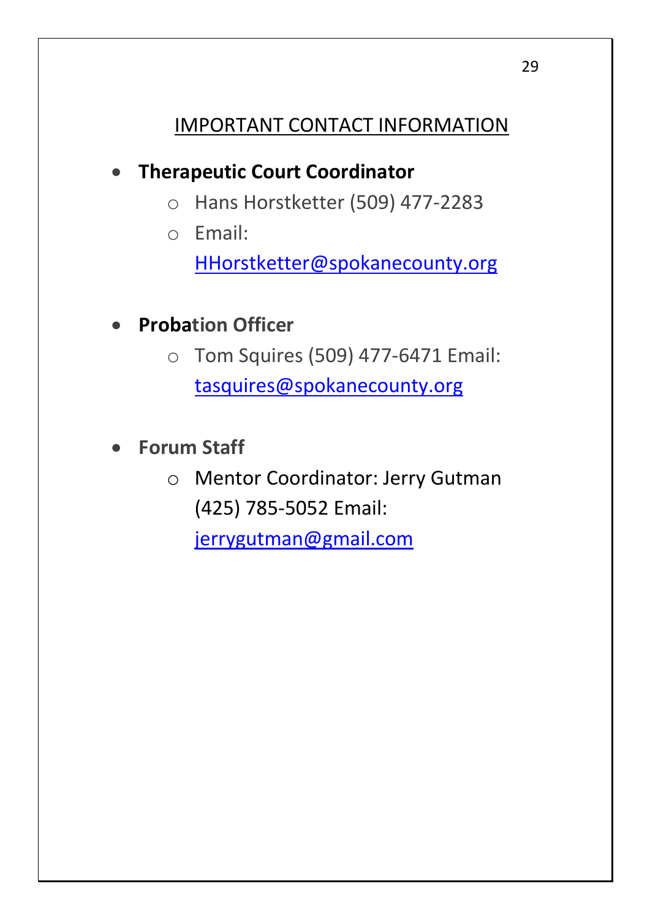## IMPORTANT CONTACT INFORMATION

- **Therapeutic Court Coordinator**
  - Hans Horstketter (509) 477-2283
  - Email: HHorstketter@spokanecounty.org

- **Probation Officer**
  - Tom Squires (509) 477-6471 Email: tasquires@spokanecounty.org

- **Forum Staff**
  - Mentor Coordinator: Jerry Gutman (425) 785-5052 Email: jerrygutman@gmail.com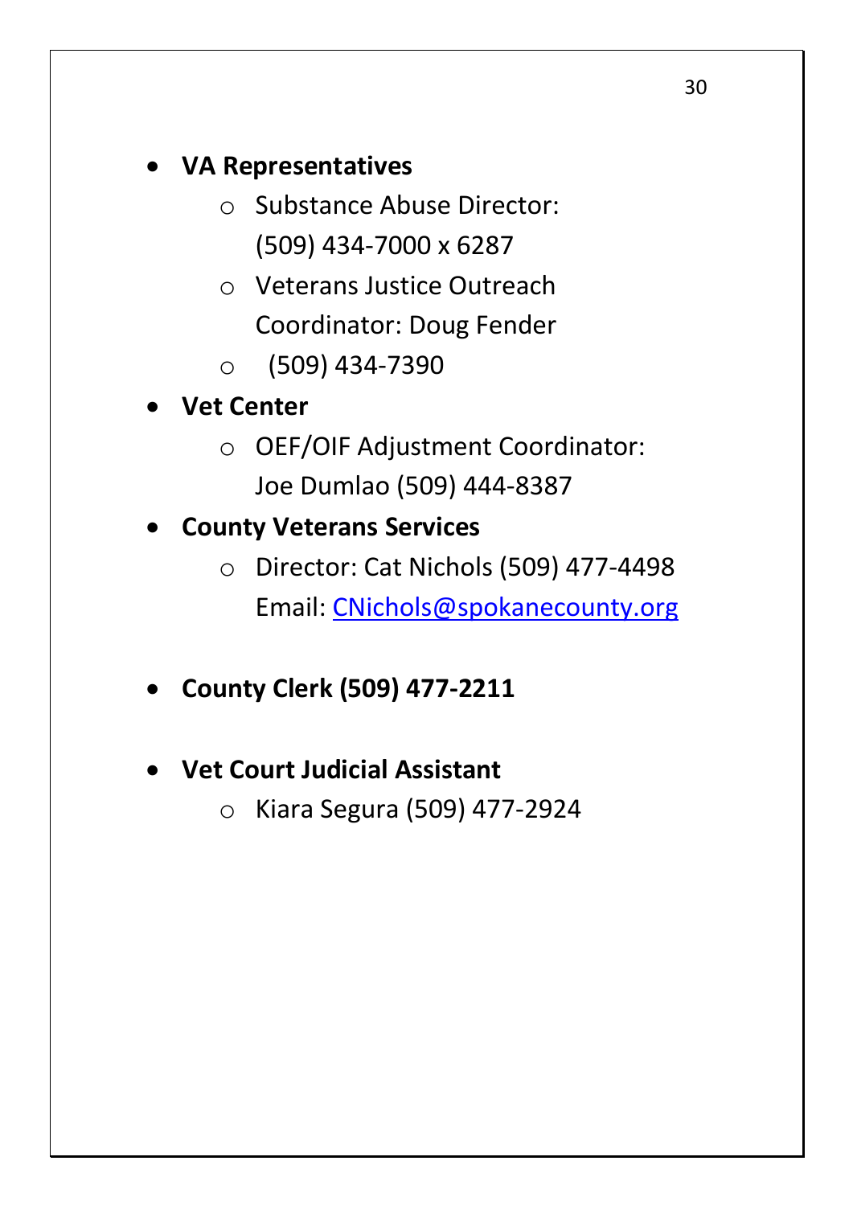- **VA Representatives**
  - Substance Abuse Director: (509) 434-7000 x 6287
  - Veterans Justice Outreach Coordinator: Doug Fender
  - (509) 434-7390
- **Vet Center**
  - OEF/OIF Adjustment Coordinator: Joe Dumlao (509) 444-8387
- **County Veterans Services**
  - Director: Cat Nichols (509) 477-4498 Email: CNichols@spokanecounty.org
- **County Clerk (509) 477-2211**
- **Vet Court Judicial Assistant**
  - Kiara Segura (509) 477-2924